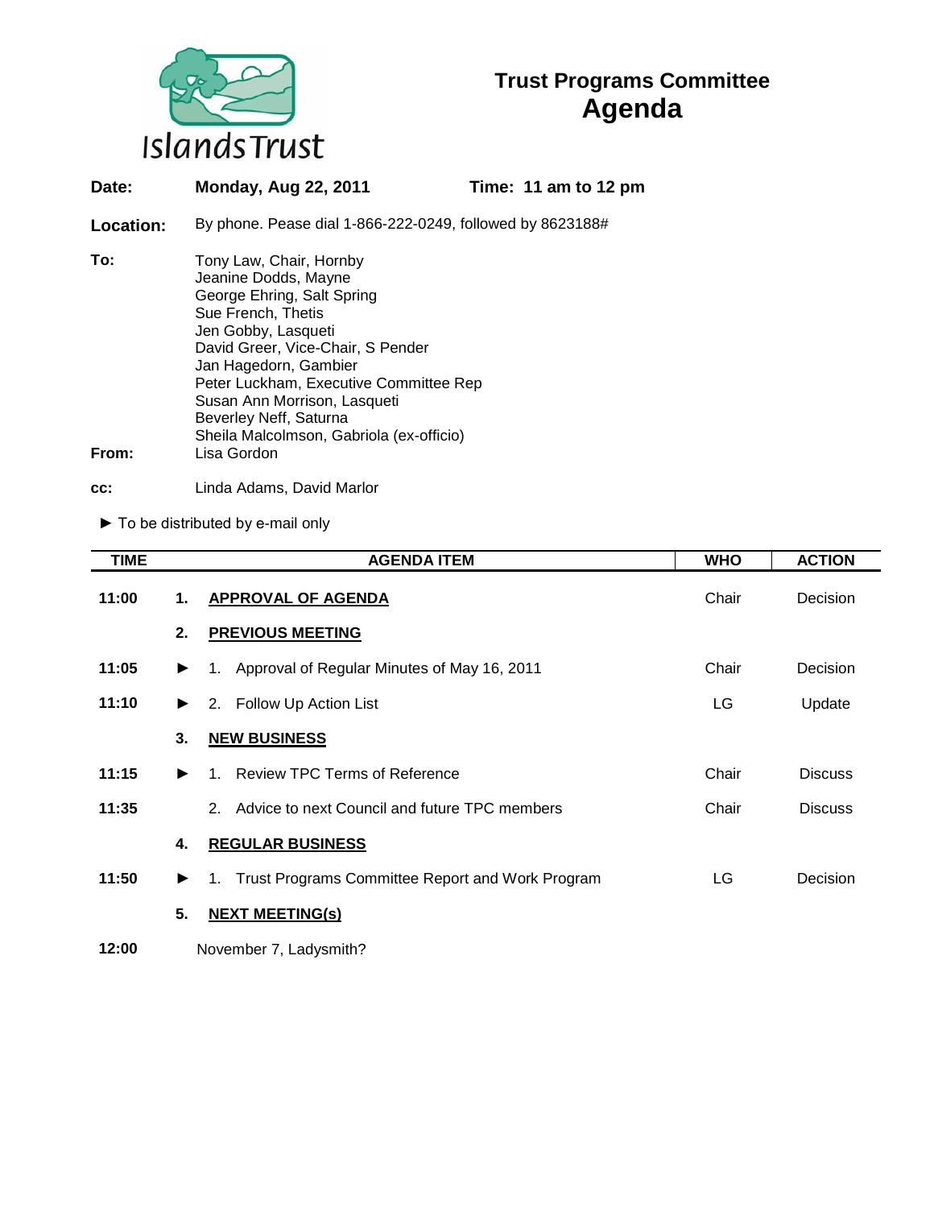Islands Trust

# Trust Programs Committee
# Agenda

**Date:** **Monday, Aug 22, 2011** **Time: 11 am to 12 pm**

**Location:** By phone. Pease dial 1-866-222-0249, followed by 8623188#

**To:**
Tony Law, Chair, Hornby
Jeanine Dodds, Mayne
George Ehring, Salt Spring
Sue French, Thetis
Jen Gobby, Lasqueti
David Greer, Vice-Chair, S Pender
Jan Hagedorn, Gambier
Peter Luckham, Executive Committee Rep
Susan Ann Morrison, Lasqueti
Beverley Neff, Saturna
Sheila Malcolmson, Gabriola (ex-officio)

**From:** Lisa Gordon

**cc:** Linda Adams, David Marlor

► To be distributed by e-mail only

| TIME | | AGENDA ITEM | WHO | ACTION |
|---|---|---|---|---|
| 11:00 | 1. | **APPROVAL OF AGENDA** | Chair | Decision |
| | 2. | **PREVIOUS MEETING** | | |
| 11:05 | ► | 1. Approval of Regular Minutes of May 16, 2011 | Chair | Decision |
| 11:10 | ► | 2. Follow Up Action List | LG | Update |
| | 3. | **NEW BUSINESS** | | |
| 11:15 | ► | 1. Review TPC Terms of Reference | Chair | Discuss |
| 11:35 | | 2. Advice to next Council and future TPC members | Chair | Discuss |
| | 4. | **REGULAR BUSINESS** | | |
| 11:50 | ► | 1. Trust Programs Committee Report and Work Program | LG | Decision |
| | 5. | **NEXT MEETING(s)** | | |
| 12:00 | | November 7, Ladysmith? | | |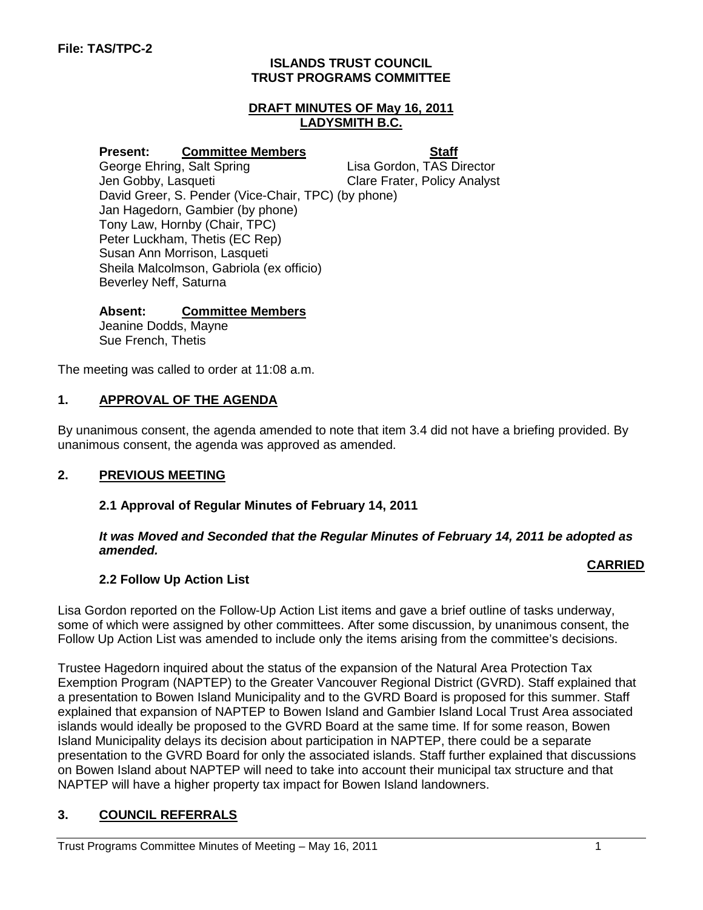File: TAS/TPC-2

**ISLANDS TRUST COUNCIL**
**TRUST PROGRAMS COMMITTEE**

**DRAFT MINUTES OF May 16, 2011**
**LADYSMITH B.C.**

| **Present:** Committee Members | Staff |
|---|---|
| George Ehring, Salt Spring | Lisa Gordon, TAS Director |
| Jen Gobby, Lasqueti | Clare Frater, Policy Analyst |
| David Greer, S. Pender (Vice-Chair, TPC) (by phone) | |
| Jan Hagedorn, Gambier (by phone) | |
| Tony Law, Hornby (Chair, TPC) | |
| Peter Luckham, Thetis (EC Rep) | |
| Susan Ann Morrison, Lasqueti | |
| Sheila Malcolmson, Gabriola (ex officio) | |
| Beverley Neff, Saturna | |

**Absent:** **Committee Members**
Jeanine Dodds, Mayne
Sue French, Thetis

The meeting was called to order at 11:08 a.m.

## 1. APPROVAL OF THE AGENDA

By unanimous consent, the agenda amended to note that item 3.4 did not have a briefing provided. By unanimous consent, the agenda was approved as amended.

## 2. PREVIOUS MEETING

### 2.1 Approval of Regular Minutes of February 14, 2011

***It was Moved and Seconded that the Regular Minutes of February 14, 2011 be adopted as amended.***

**CARRIED**

### 2.2 Follow Up Action List

Lisa Gordon reported on the Follow-Up Action List items and gave a brief outline of tasks underway, some of which were assigned by other committees. After some discussion, by unanimous consent, the Follow Up Action List was amended to include only the items arising from the committee's decisions.

Trustee Hagedorn inquired about the status of the expansion of the Natural Area Protection Tax Exemption Program (NAPTEP) to the Greater Vancouver Regional District (GVRD). Staff explained that a presentation to Bowen Island Municipality and to the GVRD Board is proposed for this summer. Staff explained that expansion of NAPTEP to Bowen Island and Gambier Island Local Trust Area associated islands would ideally be proposed to the GVRD Board at the same time. If for some reason, Bowen Island Municipality delays its decision about participation in NAPTEP, there could be a separate presentation to the GVRD Board for only the associated islands. Staff further explained that discussions on Bowen Island about NAPTEP will need to take into account their municipal tax structure and that NAPTEP will have a higher property tax impact for Bowen Island landowners.

## 3. COUNCIL REFERRALS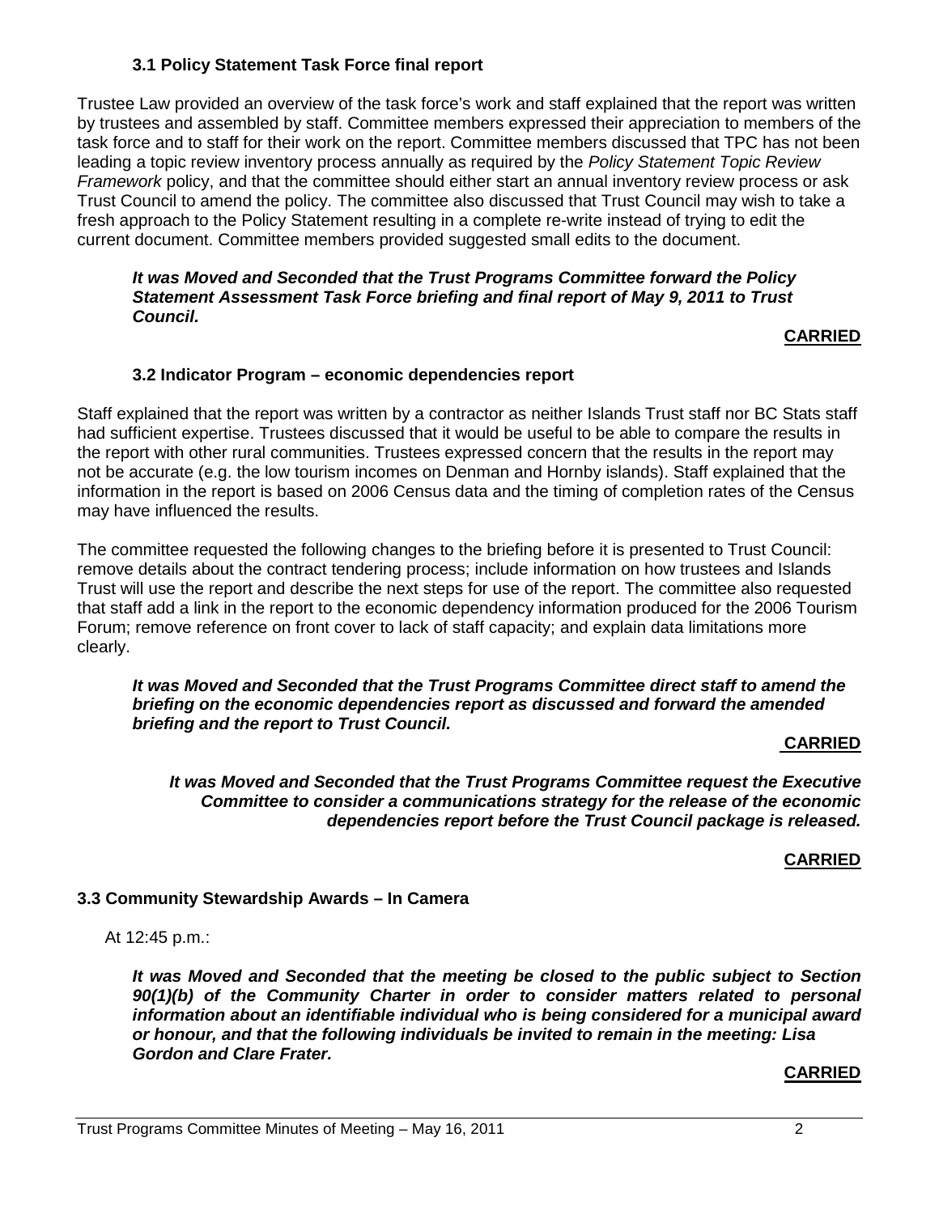### 3.1 Policy Statement Task Force final report

Trustee Law provided an overview of the task force's work and staff explained that the report was written by trustees and assembled by staff. Committee members expressed their appreciation to members of the task force and to staff for their work on the report. Committee members discussed that TPC has not been leading a topic review inventory process annually as required by the *Policy Statement Topic Review Framework* policy, and that the committee should either start an annual inventory review process or ask Trust Council to amend the policy. The committee also discussed that Trust Council may wish to take a fresh approach to the Policy Statement resulting in a complete re-write instead of trying to edit the current document. Committee members provided suggested small edits to the document.

***It was Moved and Seconded that the Trust Programs Committee forward the Policy Statement Assessment Task Force briefing and final report of May 9, 2011 to Trust Council.***

**CARRIED**

### 3.2 Indicator Program – economic dependencies report

Staff explained that the report was written by a contractor as neither Islands Trust staff nor BC Stats staff had sufficient expertise. Trustees discussed that it would be useful to be able to compare the results in the report with other rural communities. Trustees expressed concern that the results in the report may not be accurate (e.g. the low tourism incomes on Denman and Hornby islands). Staff explained that the information in the report is based on 2006 Census data and the timing of completion rates of the Census may have influenced the results.

The committee requested the following changes to the briefing before it is presented to Trust Council: remove details about the contract tendering process; include information on how trustees and Islands Trust will use the report and describe the next steps for use of the report. The committee also requested that staff add a link in the report to the economic dependency information produced for the 2006 Tourism Forum; remove reference on front cover to lack of staff capacity; and explain data limitations more clearly.

***It was Moved and Seconded that the Trust Programs Committee direct staff to amend the briefing on the economic dependencies report as discussed and forward the amended briefing and the report to Trust Council.***

**CARRIED**

***It was Moved and Seconded that the Trust Programs Committee request the Executive Committee to consider a communications strategy for the release of the economic dependencies report before the Trust Council package is released.***

**CARRIED**

### 3.3 Community Stewardship Awards – In Camera

At 12:45 p.m.:

***It was Moved and Seconded that the meeting be closed to the public subject to Section 90(1)(b) of the Community Charter in order to consider matters related to personal information about an identifiable individual who is being considered for a municipal award or honour, and that the following individuals be invited to remain in the meeting: Lisa Gordon and Clare Frater.***

**CARRIED**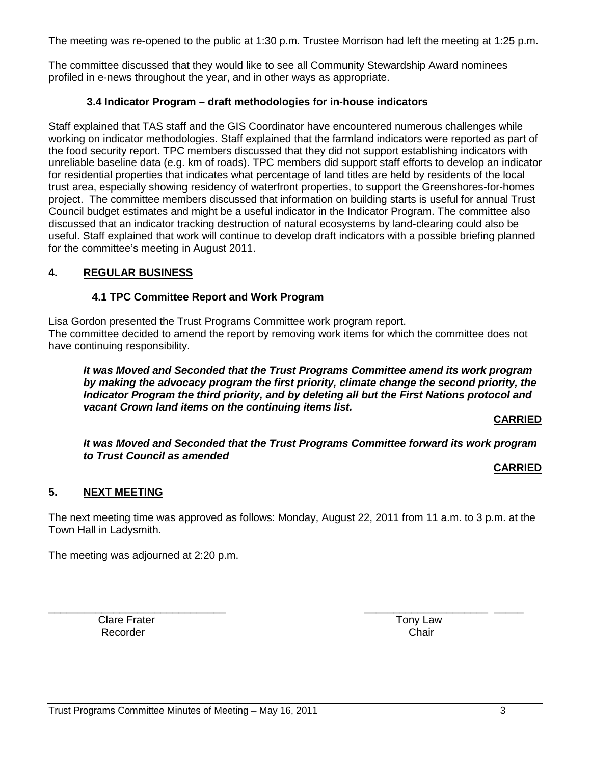The meeting was re-opened to the public at 1:30 p.m. Trustee Morrison had left the meeting at 1:25 p.m.

The committee discussed that they would like to see all Community Stewardship Award nominees profiled in e-news throughout the year, and in other ways as appropriate.

### 3.4 Indicator Program – draft methodologies for in-house indicators

Staff explained that TAS staff and the GIS Coordinator have encountered numerous challenges while working on indicator methodologies. Staff explained that the farmland indicators were reported as part of the food security report. TPC members discussed that they did not support establishing indicators with unreliable baseline data (e.g. km of roads). TPC members did support staff efforts to develop an indicator for residential properties that indicates what percentage of land titles are held by residents of the local trust area, especially showing residency of waterfront properties, to support the Greenshores-for-homes project. The committee members discussed that information on building starts is useful for annual Trust Council budget estimates and might be a useful indicator in the Indicator Program. The committee also discussed that an indicator tracking destruction of natural ecosystems by land-clearing could also be useful. Staff explained that work will continue to develop draft indicators with a possible briefing planned for the committee's meeting in August 2011.

## 4. REGULAR BUSINESS

### 4.1 TPC Committee Report and Work Program

Lisa Gordon presented the Trust Programs Committee work program report.
The committee decided to amend the report by removing work items for which the committee does not have continuing responsibility.

***It was Moved and Seconded that the Trust Programs Committee amend its work program by making the advocacy program the first priority, climate change the second priority, the Indicator Program the third priority, and by deleting all but the First Nations protocol and vacant Crown land items on the continuing items list.***

**CARRIED**

***It was Moved and Seconded that the Trust Programs Committee forward its work program to Trust Council as amended***

**CARRIED**

## 5. NEXT MEETING

The next meeting time was approved as follows: Monday, August 22, 2011 from 11 a.m. to 3 p.m. at the Town Hall in Ladysmith.

The meeting was adjourned at 2:20 p.m.

\_\_\_\_\_\_\_\_\_\_\_\_\_\_\_\_\_\_\_\_\_\_\_\_\_\_\_\_\_\_
Clare Frater
Recorder

\_\_\_\_\_\_\_\_\_\_\_\_\_\_\_\_\_\_\_\_\_\_\_\_\_\_\_\_\_\_
Tony Law
Chair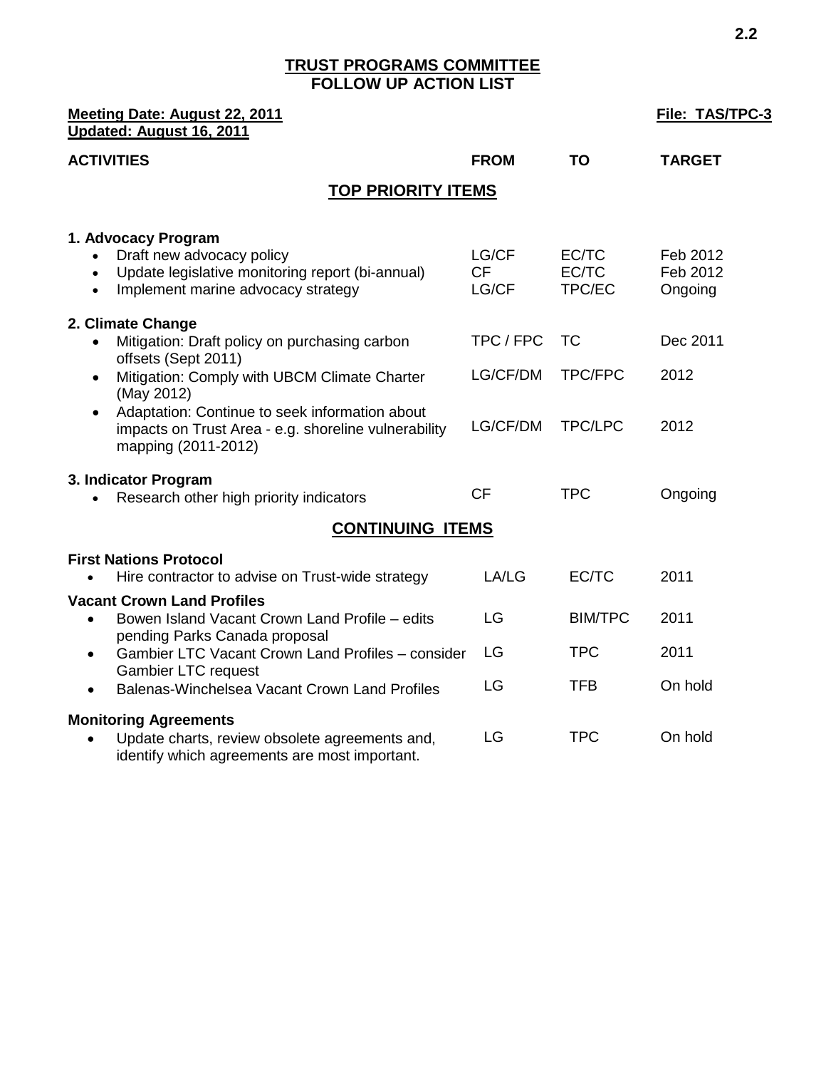## TRUST PROGRAMS COMMITTEE
## FOLLOW UP ACTION LIST

**Meeting Date: August 22, 2011**
**Updated: August 16, 2011**

**File: TAS/TPC-3**

| ACTIVITIES | FROM | TO | TARGET |
|---|---|---|---|
| **TOP PRIORITY ITEMS** | | | |
| **1. Advocacy Program** | | | |
| • Draft new advocacy policy | LG/CF | EC/TC | Feb 2012 |
| • Update legislative monitoring report (bi-annual) | CF | EC/TC | Feb 2012 |
| • Implement marine advocacy strategy | LG/CF | TPC/EC | Ongoing |
| **2. Climate Change** | | | |
| • Mitigation: Draft policy on purchasing carbon offsets (Sept 2011) | TPC / FPC | TC | Dec 2011 |
| • Mitigation: Comply with UBCM Climate Charter (May 2012) | LG/CF/DM | TPC/FPC | 2012 |
| • Adaptation: Continue to seek information about impacts on Trust Area - e.g. shoreline vulnerability mapping (2011-2012) | LG/CF/DM | TPC/LPC | 2012 |
| **3. Indicator Program** | | | |
| • Research other high priority indicators | CF | TPC | Ongoing |
| **CONTINUING ITEMS** | | | |
| **First Nations Protocol** | | | |
| • Hire contractor to advise on Trust-wide strategy | LA/LG | EC/TC | 2011 |
| **Vacant Crown Land Profiles** | | | |
| • Bowen Island Vacant Crown Land Profile – edits pending Parks Canada proposal | LG | BIM/TPC | 2011 |
| • Gambier LTC Vacant Crown Land Profiles – consider Gambier LTC request | LG | TPC | 2011 |
| • Balenas-Winchelsea Vacant Crown Land Profiles | LG | TFB | On hold |
| **Monitoring Agreements** | | | |
| • Update charts, review obsolete agreements and, identify which agreements are most important. | LG | TPC | On hold |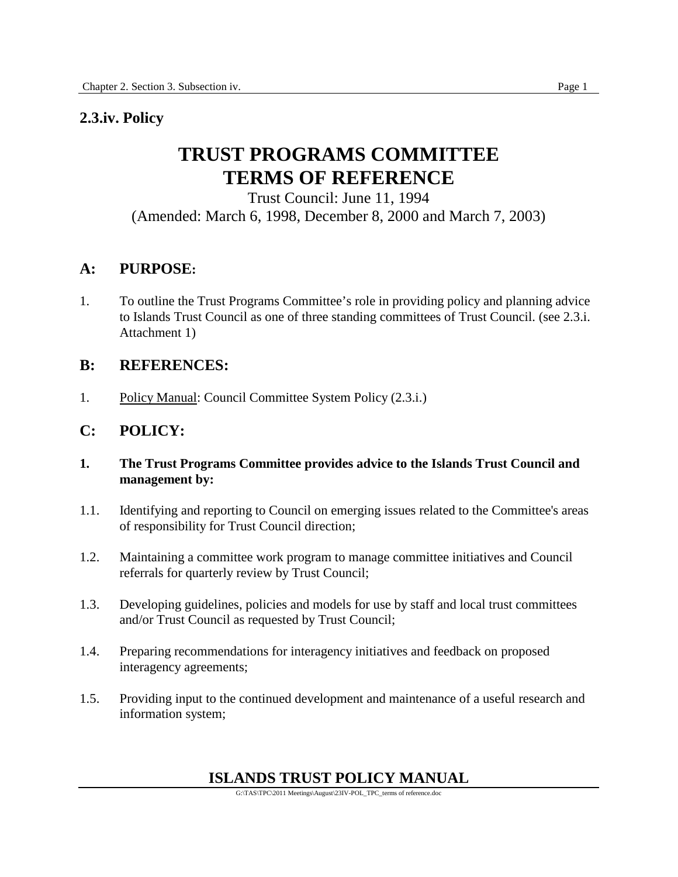## 2.3.iv. Policy

# TRUST PROGRAMS COMMITTEE TERMS OF REFERENCE

Trust Council: June 11, 1994
(Amended: March 6, 1998, December 8, 2000 and March 7, 2003)

## A: PURPOSE:

1. To outline the Trust Programs Committee's role in providing policy and planning advice to Islands Trust Council as one of three standing committees of Trust Council. (see 2.3.i. Attachment 1)

## B: REFERENCES:

1. Policy Manual: Council Committee System Policy (2.3.i.)

## C: POLICY:

**1. The Trust Programs Committee provides advice to the Islands Trust Council and management by:**

1.1. Identifying and reporting to Council on emerging issues related to the Committee's areas of responsibility for Trust Council direction;

1.2. Maintaining a committee work program to manage committee initiatives and Council referrals for quarterly review by Trust Council;

1.3. Developing guidelines, policies and models for use by staff and local trust committees and/or Trust Council as requested by Trust Council;

1.4. Preparing recommendations for interagency initiatives and feedback on proposed interagency agreements;

1.5. Providing input to the continued development and maintenance of a useful research and information system;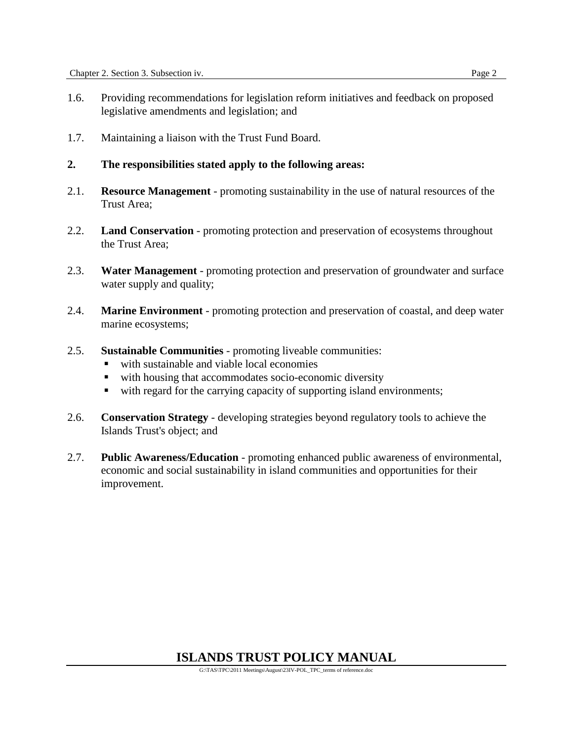1.6. Providing recommendations for legislation reform initiatives and feedback on proposed legislative amendments and legislation; and

1.7. Maintaining a liaison with the Trust Fund Board.

**2. The responsibilities stated apply to the following areas:**

2.1. **Resource Management** - promoting sustainability in the use of natural resources of the Trust Area;

2.2. **Land Conservation** - promoting protection and preservation of ecosystems throughout the Trust Area;

2.3. **Water Management** - promoting protection and preservation of groundwater and surface water supply and quality;

2.4. **Marine Environment** - promoting protection and preservation of coastal, and deep water marine ecosystems;

2.5. **Sustainable Communities** - promoting liveable communities:

- with sustainable and viable local economies
- with housing that accommodates socio-economic diversity
- with regard for the carrying capacity of supporting island environments;

2.6. **Conservation Strategy** - developing strategies beyond regulatory tools to achieve the Islands Trust's object; and

2.7. **Public Awareness/Education** - promoting enhanced public awareness of environmental, economic and social sustainability in island communities and opportunities for their improvement.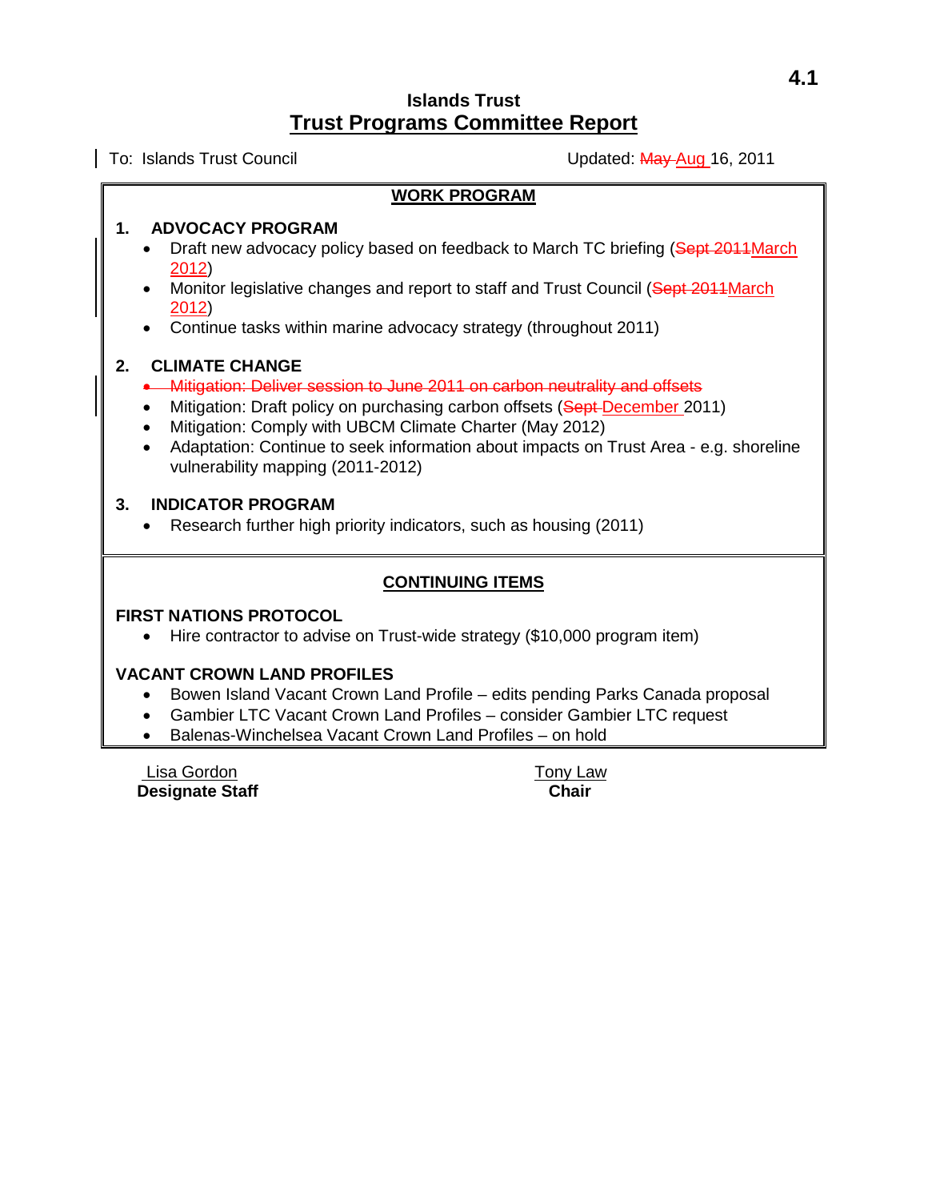4.1

**Islands Trust**

## Trust Programs Committee Report

To: Islands Trust Council

Updated: ~~May~~ Aug 16, 2011

### WORK PROGRAM

**1. ADVOCACY PROGRAM**

- Draft new advocacy policy based on feedback to March TC briefing (~~Sept 2011~~March 2012)
- Monitor legislative changes and report to staff and Trust Council (~~Sept 2011~~March 2012)
- Continue tasks within marine advocacy strategy (throughout 2011)

**2. CLIMATE CHANGE**

- ~~Mitigation: Deliver session to June 2011 on carbon neutrality and offsets~~
- Mitigation: Draft policy on purchasing carbon offsets (~~Sept~~ December 2011)
- Mitigation: Comply with UBCM Climate Charter (May 2012)
- Adaptation: Continue to seek information about impacts on Trust Area - e.g. shoreline vulnerability mapping (2011-2012)

**3. INDICATOR PROGRAM**

- Research further high priority indicators, such as housing (2011)

### CONTINUING ITEMS

**FIRST NATIONS PROTOCOL**

- Hire contractor to advise on Trust-wide strategy ($10,000 program item)

**VACANT CROWN LAND PROFILES**

- Bowen Island Vacant Crown Land Profile – edits pending Parks Canada proposal
- Gambier LTC Vacant Crown Land Profiles – consider Gambier LTC request
- Balenas-Winchelsea Vacant Crown Land Profiles – on hold

Lisa Gordon
**Designate Staff**

Tony Law
**Chair**